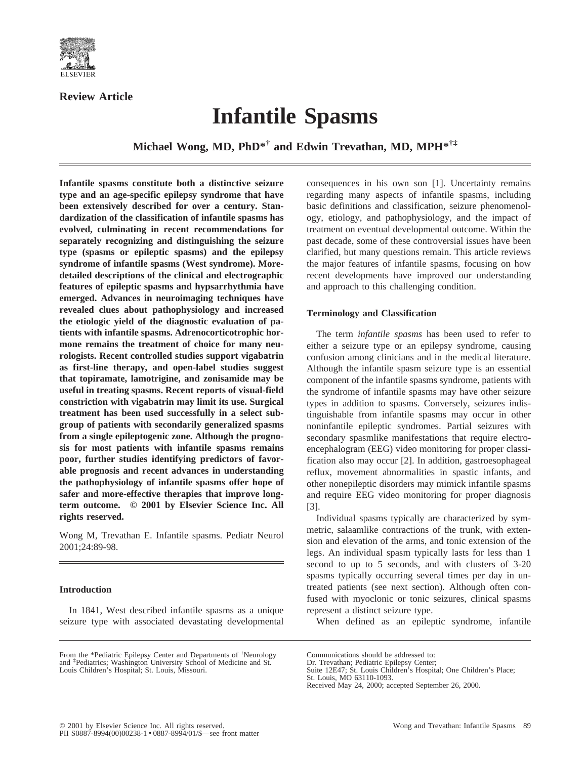**Review Article**

# Infantile Spasms

**Michael Wong, MD, PhD*† and Edwin Trevathan, MD, MPH*†‡**

**Infantile spasms constitute both a distinctive seizure type and an age-specific epilepsy syndrome that have been extensively described for over a century. Standardization of the classification of infantile spasms has evolved, culminating in recent recommendations for separately recognizing and distinguishing the seizure type (spasms or epileptic spasms) and the epilepsy syndrome of infantile spasms (West syndrome). More-detailed descriptions of the clinical and electrographic features of epileptic spasms and hypsarrhythmia have emerged. Advances in neuroimaging techniques have revealed clues about pathophysiology and increased the etiologic yield of the diagnostic evaluation of patients with infantile spasms. Adrenocorticotrophic hormone remains the treatment of choice for many neurologists. Recent controlled studies support vigabatrin as first-line therapy, and open-label studies suggest that topiramate, lamotrigine, and zonisamide may be useful in treating spasms. Recent reports of visual-field constriction with vigabatrin may limit its use. Surgical treatment has been used successfully in a select subgroup of patients with secondarily generalized spasms from a single epileptogenic zone. Although the prognosis for most patients with infantile spasms remains poor, further studies identifying predictors of favorable prognosis and recent advances in understanding the pathophysiology of infantile spasms offer hope of safer and more-effective therapies that improve long-term outcome. © 2001 by Elsevier Science Inc. All rights reserved.**

Wong M, Trevathan E. Infantile spasms. Pediatr Neurol 2001;24:89-98.

## Introduction

In 1841, West described infantile spasms as a unique seizure type with associated devastating developmental consequences in his own son [1]. Uncertainty remains regarding many aspects of infantile spasms, including basic definitions and classification, seizure phenomenology, etiology, and pathophysiology, and the impact of treatment on eventual developmental outcome. Within the past decade, some of these controversial issues have been clarified, but many questions remain. This article reviews the major features of infantile spasms, focusing on how recent developments have improved our understanding and approach to this challenging condition.

## Terminology and Classification

The term *infantile spasms* has been used to refer to either a seizure type or an epilepsy syndrome, causing confusion among clinicians and in the medical literature. Although the infantile spasm seizure type is an essential component of the infantile spasms syndrome, patients with the syndrome of infantile spasms may have other seizure types in addition to spasms. Conversely, seizures indistinguishable from infantile spasms may occur in other noninfantile epileptic syndromes. Partial seizures with secondary spasmlike manifestations that require electroencephalogram (EEG) video monitoring for proper classification also may occur [2]. In addition, gastroesophageal reflux, movement abnormalities in spastic infants, and other nonepileptic disorders may mimick infantile spasms and require EEG video monitoring for proper diagnosis [3].

Individual spasms typically are characterized by symmetric, salaamlike contractions of the trunk, with extension and elevation of the arms, and tonic extension of the legs. An individual spasm typically lasts for less than 1 second to up to 5 seconds, and with clusters of 3-20 spasms typically occurring several times per day in untreated patients (see next section). Although often confused with myoclonic or tonic seizures, clinical spasms represent a distinct seizure type.

When defined as an epileptic syndrome, infantile

---

From the *Pediatric Epilepsy Center and Departments of †Neurology and ‡Pediatrics; Washington University School of Medicine and St. Louis Children's Hospital; St. Louis, Missouri.

Communications should be addressed to:
Dr. Trevathan; Pediatric Epilepsy Center;
Suite 12E47; St. Louis Children's Hospital; One Children's Place;
St. Louis, MO 63110-1093.
Received May 24, 2000; accepted September 26, 2000.

© 2001 by Elsevier Science Inc. All rights reserved.
PII S0887-8994(00)00238-1 • 0887-8994/01/$—see front matter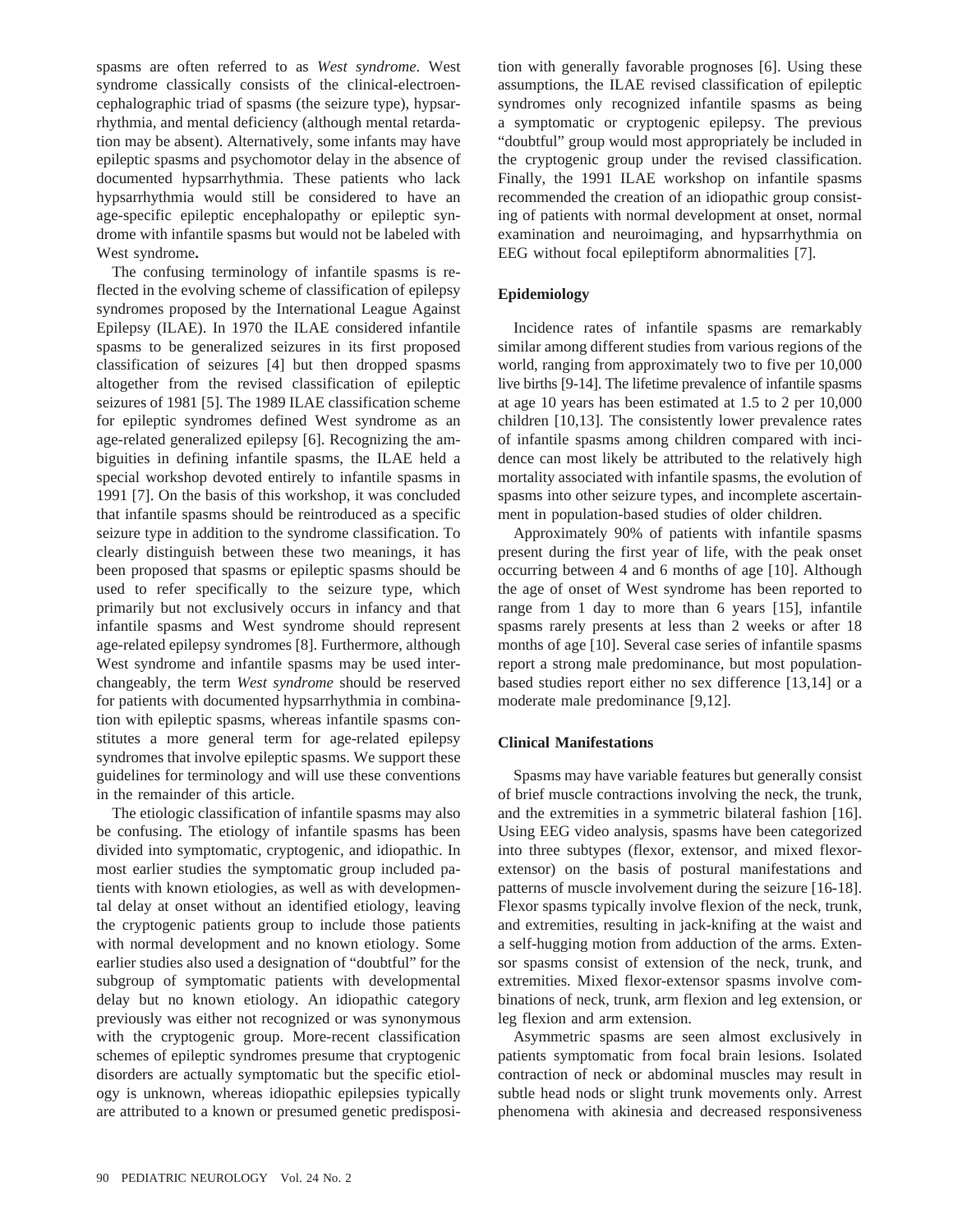spasms are often referred to as *West syndrome*. West syndrome classically consists of the clinical-electroencephalographic triad of spasms (the seizure type), hypsarrhythmia, and mental deficiency (although mental retardation may be absent). Alternatively, some infants may have epileptic spasms and psychomotor delay in the absence of documented hypsarrhythmia. These patients who lack hypsarrhythmia would still be considered to have an age-specific epileptic encephalopathy or epileptic syndrome with infantile spasms but would not be labeled with West syndrome**.**

The confusing terminology of infantile spasms is reflected in the evolving scheme of classification of epilepsy syndromes proposed by the International League Against Epilepsy (ILAE). In 1970 the ILAE considered infantile spasms to be generalized seizures in its first proposed classification of seizures [4] but then dropped spasms altogether from the revised classification of epileptic seizures of 1981 [5]. The 1989 ILAE classification scheme for epileptic syndromes defined West syndrome as an age-related generalized epilepsy [6]. Recognizing the ambiguities in defining infantile spasms, the ILAE held a special workshop devoted entirely to infantile spasms in 1991 [7]. On the basis of this workshop, it was concluded that infantile spasms should be reintroduced as a specific seizure type in addition to the syndrome classification. To clearly distinguish between these two meanings, it has been proposed that spasms or epileptic spasms should be used to refer specifically to the seizure type, which primarily but not exclusively occurs in infancy and that infantile spasms and West syndrome should represent age-related epilepsy syndromes [8]. Furthermore, although West syndrome and infantile spasms may be used interchangeably, the term *West syndrome* should be reserved for patients with documented hypsarrhythmia in combination with epileptic spasms, whereas infantile spasms constitutes a more general term for age-related epilepsy syndromes that involve epileptic spasms. We support these guidelines for terminology and will use these conventions in the remainder of this article.

The etiologic classification of infantile spasms may also be confusing. The etiology of infantile spasms has been divided into symptomatic, cryptogenic, and idiopathic. In most earlier studies the symptomatic group included patients with known etiologies, as well as with developmental delay at onset without an identified etiology, leaving the cryptogenic patients group to include those patients with normal development and no known etiology. Some earlier studies also used a designation of "doubtful" for the subgroup of symptomatic patients with developmental delay but no known etiology. An idiopathic category previously was either not recognized or was synonymous with the cryptogenic group. More-recent classification schemes of epileptic syndromes presume that cryptogenic disorders are actually symptomatic but the specific etiology is unknown, whereas idiopathic epilepsies typically are attributed to a known or presumed genetic predisposition with generally favorable prognoses [6]. Using these assumptions, the ILAE revised classification of epileptic syndromes only recognized infantile spasms as being a symptomatic or cryptogenic epilepsy. The previous "doubtful" group would most appropriately be included in the cryptogenic group under the revised classification. Finally, the 1991 ILAE workshop on infantile spasms recommended the creation of an idiopathic group consisting of patients with normal development at onset, normal examination and neuroimaging, and hypsarrhythmia on EEG without focal epileptiform abnormalities [7].

### Epidemiology

Incidence rates of infantile spasms are remarkably similar among different studies from various regions of the world, ranging from approximately two to five per 10,000 live births [9-14]. The lifetime prevalence of infantile spasms at age 10 years has been estimated at 1.5 to 2 per 10,000 children [10,13]. The consistently lower prevalence rates of infantile spasms among children compared with incidence can most likely be attributed to the relatively high mortality associated with infantile spasms, the evolution of spasms into other seizure types, and incomplete ascertainment in population-based studies of older children.

Approximately 90% of patients with infantile spasms present during the first year of life, with the peak onset occurring between 4 and 6 months of age [10]. Although the age of onset of West syndrome has been reported to range from 1 day to more than 6 years [15], infantile spasms rarely presents at less than 2 weeks or after 18 months of age [10]. Several case series of infantile spasms report a strong male predominance, but most population-based studies report either no sex difference [13,14] or a moderate male predominance [9,12].

### Clinical Manifestations

Spasms may have variable features but generally consist of brief muscle contractions involving the neck, the trunk, and the extremities in a symmetric bilateral fashion [16]. Using EEG video analysis, spasms have been categorized into three subtypes (flexor, extensor, and mixed flexor-extensor) on the basis of postural manifestations and patterns of muscle involvement during the seizure [16-18]. Flexor spasms typically involve flexion of the neck, trunk, and extremities, resulting in jack-knifing at the waist and a self-hugging motion from adduction of the arms. Extensor spasms consist of extension of the neck, trunk, and extremities. Mixed flexor-extensor spasms involve combinations of neck, trunk, arm flexion and leg extension, or leg flexion and arm extension.

Asymmetric spasms are seen almost exclusively in patients symptomatic from focal brain lesions. Isolated contraction of neck or abdominal muscles may result in subtle head nods or slight trunk movements only. Arrest phenomena with akinesia and decreased responsiveness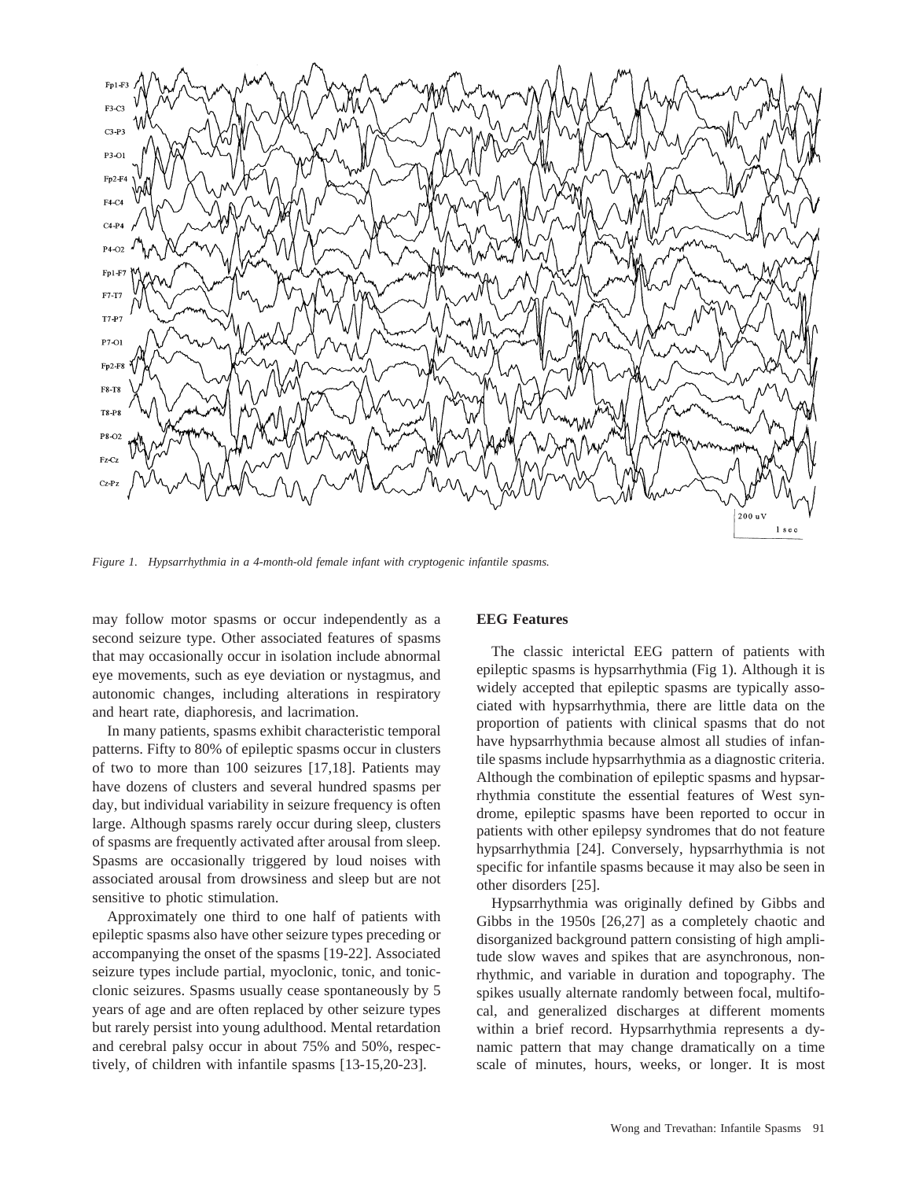*Figure 1. Hypsarrhythmia in a 4-month-old female infant with cryptogenic infantile spasms.*

may follow motor spasms or occur independently as a second seizure type. Other associated features of spasms that may occasionally occur in isolation include abnormal eye movements, such as eye deviation or nystagmus, and autonomic changes, including alterations in respiratory and heart rate, diaphoresis, and lacrimation.

In many patients, spasms exhibit characteristic temporal patterns. Fifty to 80% of epileptic spasms occur in clusters of two to more than 100 seizures [17,18]. Patients may have dozens of clusters and several hundred spasms per day, but individual variability in seizure frequency is often large. Although spasms rarely occur during sleep, clusters of spasms are frequently activated after arousal from sleep. Spasms are occasionally triggered by loud noises with associated arousal from drowsiness and sleep but are not sensitive to photic stimulation.

Approximately one third to one half of patients with epileptic spasms also have other seizure types preceding or accompanying the onset of the spasms [19-22]. Associated seizure types include partial, myoclonic, tonic, and tonic-clonic seizures. Spasms usually cease spontaneously by 5 years of age and are often replaced by other seizure types but rarely persist into young adulthood. Mental retardation and cerebral palsy occur in about 75% and 50%, respectively, of children with infantile spasms [13-15,20-23].

## EEG Features

The classic interictal EEG pattern of patients with epileptic spasms is hypsarrhythmia (Fig 1). Although it is widely accepted that epileptic spasms are typically associated with hypsarrhythmia, there are little data on the proportion of patients with clinical spasms that do not have hypsarrhythmia because almost all studies of infantile spasms include hypsarrhythmia as a diagnostic criteria. Although the combination of epileptic spasms and hypsarrhythmia constitute the essential features of West syndrome, epileptic spasms have been reported to occur in patients with other epilepsy syndromes that do not feature hypsarrhythmia [24]. Conversely, hypsarrhythmia is not specific for infantile spasms because it may also be seen in other disorders [25].

Hypsarrhythmia was originally defined by Gibbs and Gibbs in the 1950s [26,27] as a completely chaotic and disorganized background pattern consisting of high amplitude slow waves and spikes that are asynchronous, nonrhythmic, and variable in duration and topography. The spikes usually alternate randomly between focal, multifocal, and generalized discharges at different moments within a brief record. Hypsarrhythmia represents a dynamic pattern that may change dramatically on a time scale of minutes, hours, weeks, or longer. It is most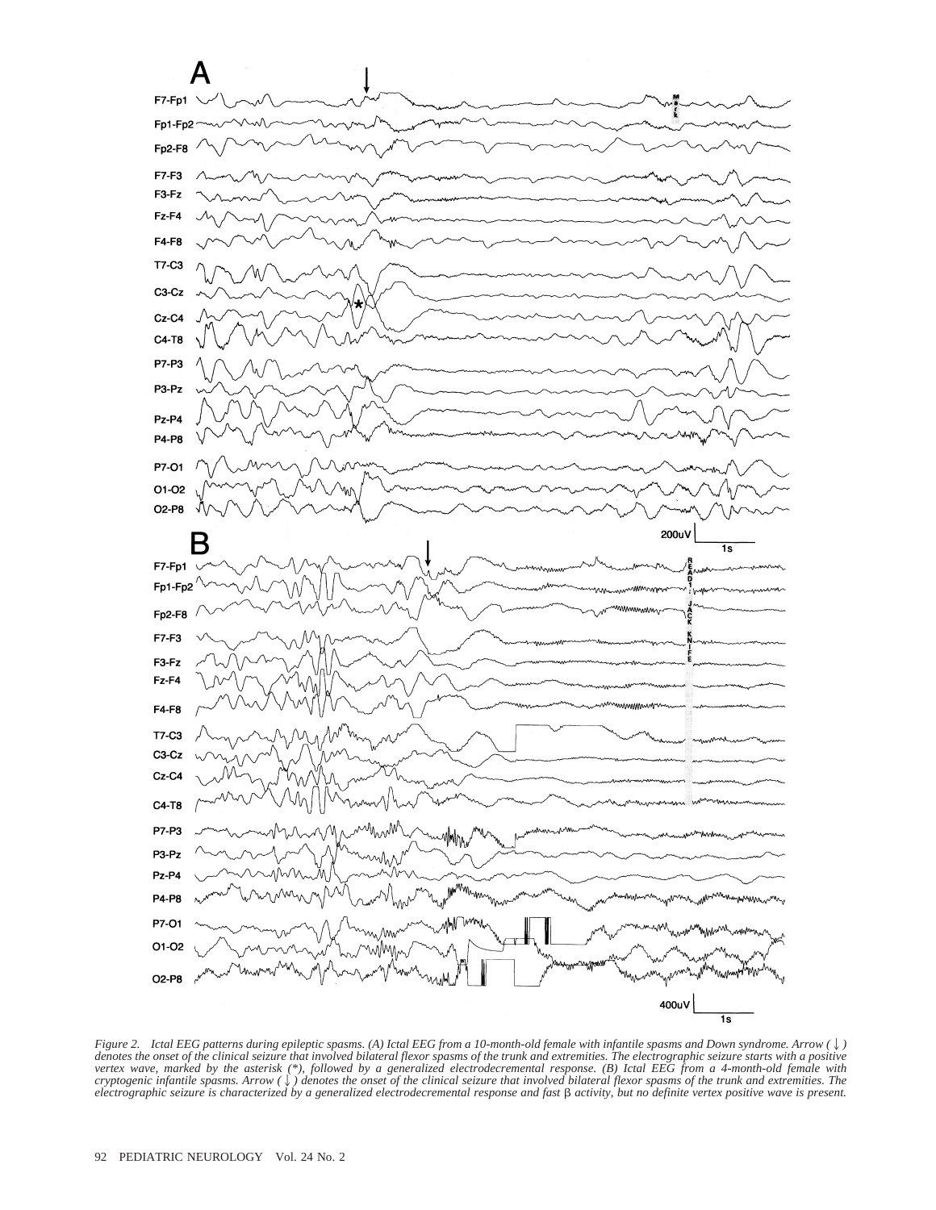*Figure 2. Ictal EEG patterns during epileptic spasms. (A) Ictal EEG from a 10-month-old female with infantile spasms and Down syndrome. Arrow (↓) denotes the onset of the clinical seizure that involved bilateral flexor spasms of the trunk and extremities. The electrographic seizure starts with a positive vertex wave, marked by the asterisk (*), followed by a generalized electrodecremental response. (B) Ictal EEG from a 4-month-old female with cryptogenic infantile spasms. Arrow (↓) denotes the onset of the clinical seizure that involved bilateral flexor spasms of the trunk and extremities. The electrographic seizure is characterized by a generalized electrodecremental response and fast β activity, but no definite vertex positive wave is present.*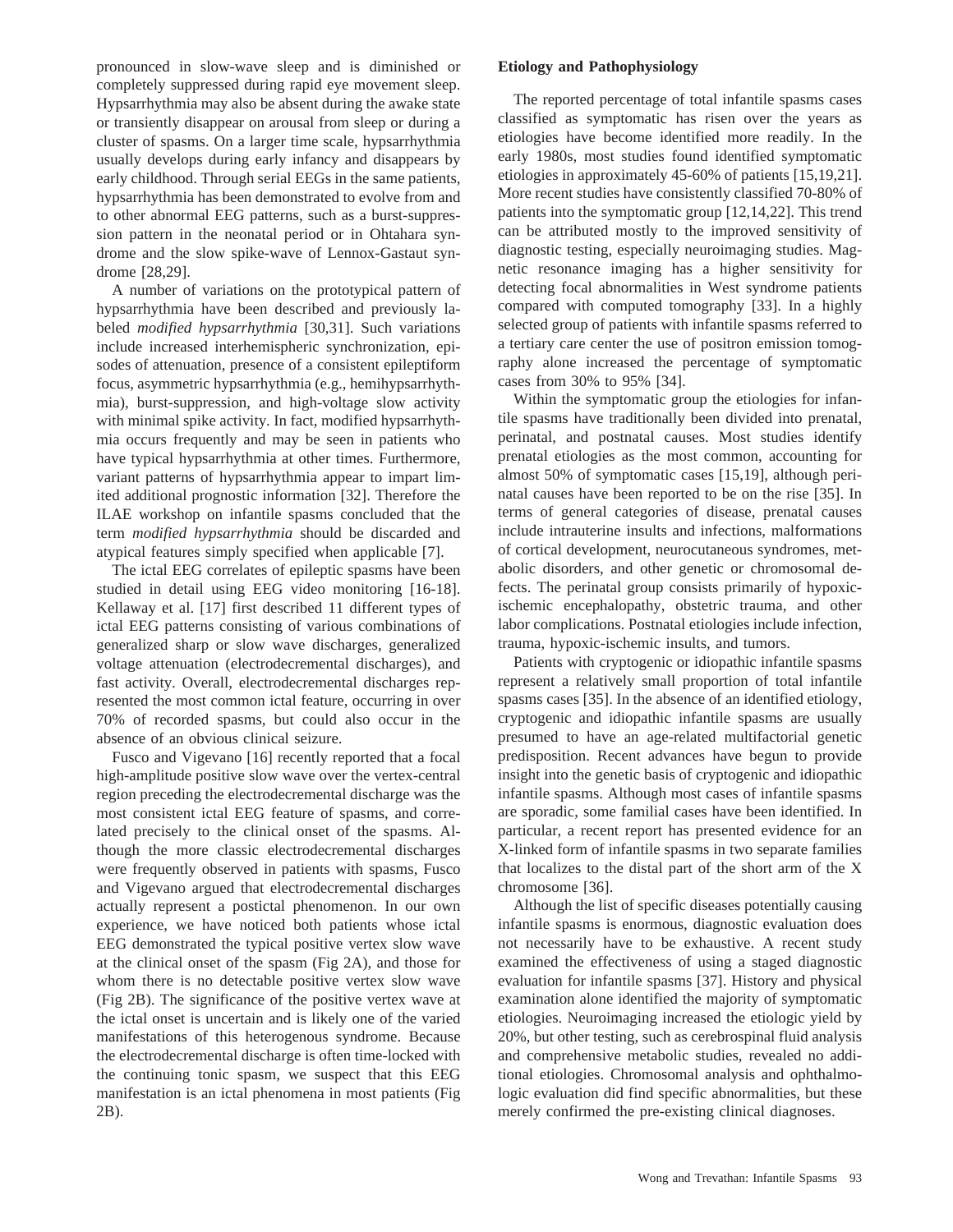pronounced in slow-wave sleep and is diminished or completely suppressed during rapid eye movement sleep. Hypsarrhythmia may also be absent during the awake state or transiently disappear on arousal from sleep or during a cluster of spasms. On a larger time scale, hypsarrhythmia usually develops during early infancy and disappears by early childhood. Through serial EEGs in the same patients, hypsarrhythmia has been demonstrated to evolve from and to other abnormal EEG patterns, such as a burst-suppression pattern in the neonatal period or in Ohtahara syndrome and the slow spike-wave of Lennox-Gastaut syndrome [28,29].

A number of variations on the prototypical pattern of hypsarrhythmia have been described and previously labeled *modified hypsarrhythmia* [30,31]. Such variations include increased interhemispheric synchronization, episodes of attenuation, presence of a consistent epileptiform focus, asymmetric hypsarrhythmia (e.g., hemihypsarrhythmia), burst-suppression, and high-voltage slow activity with minimal spike activity. In fact, modified hypsarrhythmia occurs frequently and may be seen in patients who have typical hypsarrhythmia at other times. Furthermore, variant patterns of hypsarrhythmia appear to impart limited additional prognostic information [32]. Therefore the ILAE workshop on infantile spasms concluded that the term *modified hypsarrhythmia* should be discarded and atypical features simply specified when applicable [7].

The ictal EEG correlates of epileptic spasms have been studied in detail using EEG video monitoring [16-18]. Kellaway et al. [17] first described 11 different types of ictal EEG patterns consisting of various combinations of generalized sharp or slow wave discharges, generalized voltage attenuation (electrodecremental discharges), and fast activity. Overall, electrodecremental discharges represented the most common ictal feature, occurring in over 70% of recorded spasms, but could also occur in the absence of an obvious clinical seizure.

Fusco and Vigevano [16] recently reported that a focal high-amplitude positive slow wave over the vertex-central region preceding the electrodecremental discharge was the most consistent ictal EEG feature of spasms, and correlated precisely to the clinical onset of the spasms. Although the more classic electrodecremental discharges were frequently observed in patients with spasms, Fusco and Vigevano argued that electrodecremental discharges actually represent a postictal phenomenon. In our own experience, we have noticed both patients whose ictal EEG demonstrated the typical positive vertex slow wave at the clinical onset of the spasm (Fig 2A), and those for whom there is no detectable positive vertex slow wave (Fig 2B). The significance of the positive vertex wave at the ictal onset is uncertain and is likely one of the varied manifestations of this heterogenous syndrome. Because the electrodecremental discharge is often time-locked with the continuing tonic spasm, we suspect that this EEG manifestation is an ictal phenomena in most patients (Fig 2B).

## Etiology and Pathophysiology

The reported percentage of total infantile spasms cases classified as symptomatic has risen over the years as etiologies have become identified more readily. In the early 1980s, most studies found identified symptomatic etiologies in approximately 45-60% of patients [15,19,21]. More recent studies have consistently classified 70-80% of patients into the symptomatic group [12,14,22]. This trend can be attributed mostly to the improved sensitivity of diagnostic testing, especially neuroimaging studies. Magnetic resonance imaging has a higher sensitivity for detecting focal abnormalities in West syndrome patients compared with computed tomography [33]. In a highly selected group of patients with infantile spasms referred to a tertiary care center the use of positron emission tomography alone increased the percentage of symptomatic cases from 30% to 95% [34].

Within the symptomatic group the etiologies for infantile spasms have traditionally been divided into prenatal, perinatal, and postnatal causes. Most studies identify prenatal etiologies as the most common, accounting for almost 50% of symptomatic cases [15,19], although perinatal causes have been reported to be on the rise [35]. In terms of general categories of disease, prenatal causes include intrauterine insults and infections, malformations of cortical development, neurocutaneous syndromes, metabolic disorders, and other genetic or chromosomal defects. The perinatal group consists primarily of hypoxic-ischemic encephalopathy, obstetric trauma, and other labor complications. Postnatal etiologies include infection, trauma, hypoxic-ischemic insults, and tumors.

Patients with cryptogenic or idiopathic infantile spasms represent a relatively small proportion of total infantile spasms cases [35]. In the absence of an identified etiology, cryptogenic and idiopathic infantile spasms are usually presumed to have an age-related multifactorial genetic predisposition. Recent advances have begun to provide insight into the genetic basis of cryptogenic and idiopathic infantile spasms. Although most cases of infantile spasms are sporadic, some familial cases have been identified. In particular, a recent report has presented evidence for an X-linked form of infantile spasms in two separate families that localizes to the distal part of the short arm of the X chromosome [36].

Although the list of specific diseases potentially causing infantile spasms is enormous, diagnostic evaluation does not necessarily have to be exhaustive. A recent study examined the effectiveness of using a staged diagnostic evaluation for infantile spasms [37]. History and physical examination alone identified the majority of symptomatic etiologies. Neuroimaging increased the etiologic yield by 20%, but other testing, such as cerebrospinal fluid analysis and comprehensive metabolic studies, revealed no additional etiologies. Chromosomal analysis and ophthalmologic evaluation did find specific abnormalities, but these merely confirmed the pre-existing clinical diagnoses.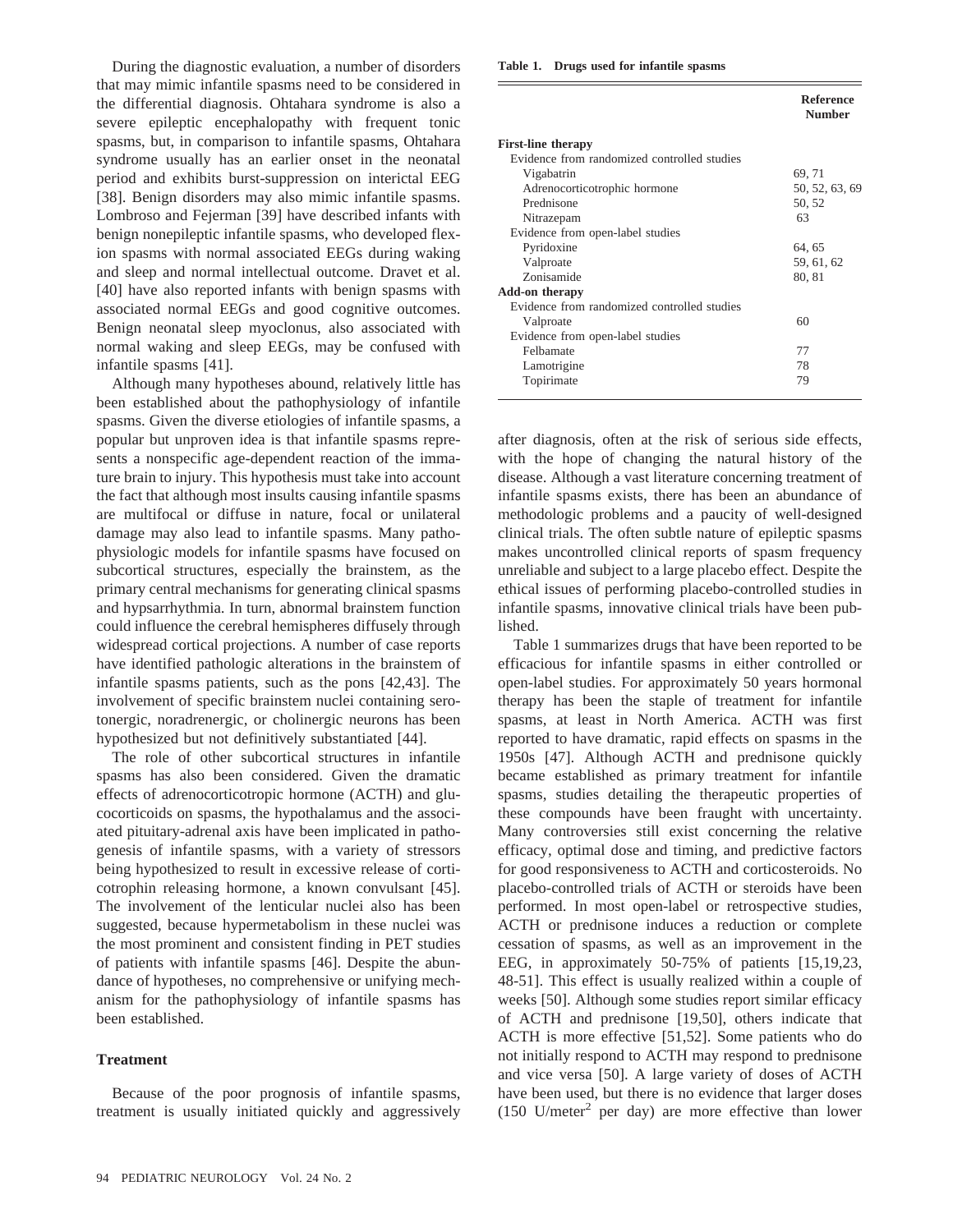During the diagnostic evaluation, a number of disorders that may mimic infantile spasms need to be considered in the differential diagnosis. Ohtahara syndrome is also a severe epileptic encephalopathy with frequent tonic spasms, but, in comparison to infantile spasms, Ohtahara syndrome usually has an earlier onset in the neonatal period and exhibits burst-suppression on interictal EEG [38]. Benign disorders may also mimic infantile spasms. Lombroso and Fejerman [39] have described infants with benign nonepileptic infantile spasms, who developed flexion spasms with normal associated EEGs during waking and sleep and normal intellectual outcome. Dravet et al. [40] have also reported infants with benign spasms with associated normal EEGs and good cognitive outcomes. Benign neonatal sleep myoclonus, also associated with normal waking and sleep EEGs, may be confused with infantile spasms [41].

Although many hypotheses abound, relatively little has been established about the pathophysiology of infantile spasms. Given the diverse etiologies of infantile spasms, a popular but unproven idea is that infantile spasms represents a nonspecific age-dependent reaction of the immature brain to injury. This hypothesis must take into account the fact that although most insults causing infantile spasms are multifocal or diffuse in nature, focal or unilateral damage may also lead to infantile spasms. Many pathophysiologic models for infantile spasms have focused on subcortical structures, especially the brainstem, as the primary central mechanisms for generating clinical spasms and hypsarrhythmia. In turn, abnormal brainstem function could influence the cerebral hemispheres diffusely through widespread cortical projections. A number of case reports have identified pathologic alterations in the brainstem of infantile spasms patients, such as the pons [42,43]. The involvement of specific brainstem nuclei containing serotonergic, noradrenergic, or cholinergic neurons has been hypothesized but not definitively substantiated [44].

The role of other subcortical structures in infantile spasms has also been considered. Given the dramatic effects of adrenocorticotropic hormone (ACTH) and glucocorticoids on spasms, the hypothalamus and the associated pituitary-adrenal axis have been implicated in pathogenesis of infantile spasms, with a variety of stressors being hypothesized to result in excessive release of corticotrophin releasing hormone, a known convulsant [45]. The involvement of the lenticular nuclei also has been suggested, because hypermetabolism in these nuclei was the most prominent and consistent finding in PET studies of patients with infantile spasms [46]. Despite the abundance of hypotheses, no comprehensive or unifying mechanism for the pathophysiology of infantile spasms has been established.

## Treatment

Because of the poor prognosis of infantile spasms, treatment is usually initiated quickly and aggressively after diagnosis, often at the risk of serious side effects, with the hope of changing the natural history of the disease. Although a vast literature concerning treatment of infantile spasms exists, there has been an abundance of methodologic problems and a paucity of well-designed clinical trials. The often subtle nature of epileptic spasms makes uncontrolled clinical reports of spasm frequency unreliable and subject to a large placebo effect. Despite the ethical issues of performing placebo-controlled studies in infantile spasms, innovative clinical trials have been published.

**Table 1. Drugs used for infantile spasms**

| | Reference Number |
|---|---|
| **First-line therapy** | |
| Evidence from randomized controlled studies | |
| Vigabatrin | 69, 71 |
| Adrenocorticotrophic hormone | 50, 52, 63, 69 |
| Prednisone | 50, 52 |
| Nitrazepam | 63 |
| Evidence from open-label studies | |
| Pyridoxine | 64, 65 |
| Valproate | 59, 61, 62 |
| Zonisamide | 80, 81 |
| **Add-on therapy** | |
| Evidence from randomized controlled studies | |
| Valproate | 60 |
| Evidence from open-label studies | |
| Felbamate | 77 |
| Lamotrigine | 78 |
| Topirimate | 79 |

Table 1 summarizes drugs that have been reported to be efficacious for infantile spasms in either controlled or open-label studies. For approximately 50 years hormonal therapy has been the staple of treatment for infantile spasms, at least in North America. ACTH was first reported to have dramatic, rapid effects on spasms in the 1950s [47]. Although ACTH and prednisone quickly became established as primary treatment for infantile spasms, studies detailing the therapeutic properties of these compounds have been fraught with uncertainty. Many controversies still exist concerning the relative efficacy, optimal dose and timing, and predictive factors for good responsiveness to ACTH and corticosteroids. No placebo-controlled trials of ACTH or steroids have been performed. In most open-label or retrospective studies, ACTH or prednisone induces a reduction or complete cessation of spasms, as well as an improvement in the EEG, in approximately 50-75% of patients [15,19,23, 48-51]. This effect is usually realized within a couple of weeks [50]. Although some studies report similar efficacy of ACTH and prednisone [19,50], others indicate that ACTH is more effective [51,52]. Some patients who do not initially respond to ACTH may respond to prednisone and vice versa [50]. A large variety of doses of ACTH have been used, but there is no evidence that larger doses (150 U/meter$^2$ per day) are more effective than lower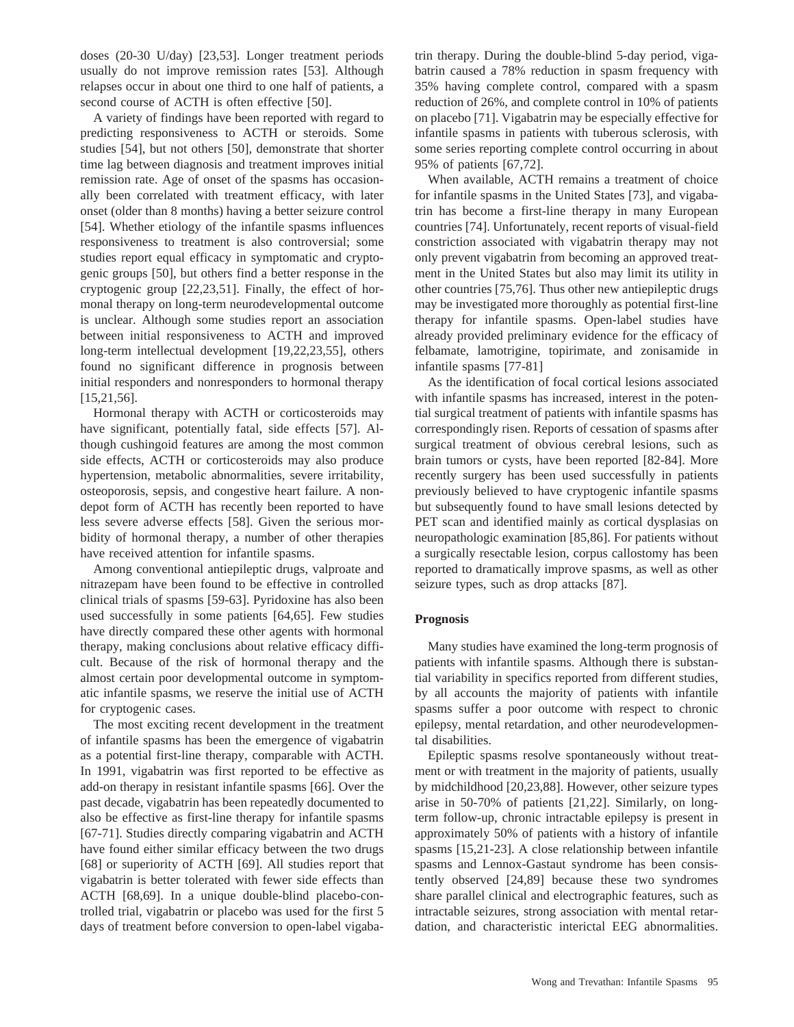doses (20-30 U/day) [23,53]. Longer treatment periods usually do not improve remission rates [53]. Although relapses occur in about one third to one half of patients, a second course of ACTH is often effective [50].

A variety of findings have been reported with regard to predicting responsiveness to ACTH or steroids. Some studies [54], but not others [50], demonstrate that shorter time lag between diagnosis and treatment improves initial remission rate. Age of onset of the spasms has occasionally been correlated with treatment efficacy, with later onset (older than 8 months) having a better seizure control [54]. Whether etiology of the infantile spasms influences responsiveness to treatment is also controversial; some studies report equal efficacy in symptomatic and cryptogenic groups [50], but others find a better response in the cryptogenic group [22,23,51]. Finally, the effect of hormonal therapy on long-term neurodevelopmental outcome is unclear. Although some studies report an association between initial responsiveness to ACTH and improved long-term intellectual development [19,22,23,55], others found no significant difference in prognosis between initial responders and nonresponders to hormonal therapy [15,21,56].

Hormonal therapy with ACTH or corticosteroids may have significant, potentially fatal, side effects [57]. Although cushingoid features are among the most common side effects, ACTH or corticosteroids may also produce hypertension, metabolic abnormalities, severe irritability, osteoporosis, sepsis, and congestive heart failure. A nondepot form of ACTH has recently been reported to have less severe adverse effects [58]. Given the serious morbidity of hormonal therapy, a number of other therapies have received attention for infantile spasms.

Among conventional antiepileptic drugs, valproate and nitrazepam have been found to be effective in controlled clinical trials of spasms [59-63]. Pyridoxine has also been used successfully in some patients [64,65]. Few studies have directly compared these other agents with hormonal therapy, making conclusions about relative efficacy difficult. Because of the risk of hormonal therapy and the almost certain poor developmental outcome in symptomatic infantile spasms, we reserve the initial use of ACTH for cryptogenic cases.

The most exciting recent development in the treatment of infantile spasms has been the emergence of vigabatrin as a potential first-line therapy, comparable with ACTH. In 1991, vigabatrin was first reported to be effective as add-on therapy in resistant infantile spasms [66]. Over the past decade, vigabatrin has been repeatedly documented to also be effective as first-line therapy for infantile spasms [67-71]. Studies directly comparing vigabatrin and ACTH have found either similar efficacy between the two drugs [68] or superiority of ACTH [69]. All studies report that vigabatrin is better tolerated with fewer side effects than ACTH [68,69]. In a unique double-blind placebo-controlled trial, vigabatrin or placebo was used for the first 5 days of treatment before conversion to open-label vigabatrin therapy. During the double-blind 5-day period, vigabatrin caused a 78% reduction in spasm frequency with 35% having complete control, compared with a spasm reduction of 26%, and complete control in 10% of patients on placebo [71]. Vigabatrin may be especially effective for infantile spasms in patients with tuberous sclerosis, with some series reporting complete control occurring in about 95% of patients [67,72].

When available, ACTH remains a treatment of choice for infantile spasms in the United States [73], and vigabatrin has become a first-line therapy in many European countries [74]. Unfortunately, recent reports of visual-field constriction associated with vigabatrin therapy may not only prevent vigabatrin from becoming an approved treatment in the United States but also may limit its utility in other countries [75,76]. Thus other new antiepileptic drugs may be investigated more thoroughly as potential first-line therapy for infantile spasms. Open-label studies have already provided preliminary evidence for the efficacy of felbamate, lamotrigine, topirimate, and zonisamide in infantile spasms [77-81]

As the identification of focal cortical lesions associated with infantile spasms has increased, interest in the potential surgical treatment of patients with infantile spasms has correspondingly risen. Reports of cessation of spasms after surgical treatment of obvious cerebral lesions, such as brain tumors or cysts, have been reported [82-84]. More recently surgery has been used successfully in patients previously believed to have cryptogenic infantile spasms but subsequently found to have small lesions detected by PET scan and identified mainly as cortical dysplasias on neuropathologic examination [85,86]. For patients without a surgically resectable lesion, corpus callostomy has been reported to dramatically improve spasms, as well as other seizure types, such as drop attacks [87].

## Prognosis

Many studies have examined the long-term prognosis of patients with infantile spasms. Although there is substantial variability in specifics reported from different studies, by all accounts the majority of patients with infantile spasms suffer a poor outcome with respect to chronic epilepsy, mental retardation, and other neurodevelopmental disabilities.

Epileptic spasms resolve spontaneously without treatment or with treatment in the majority of patients, usually by midchildhood [20,23,88]. However, other seizure types arise in 50-70% of patients [21,22]. Similarly, on long-term follow-up, chronic intractable epilepsy is present in approximately 50% of patients with a history of infantile spasms [15,21-23]. A close relationship between infantile spasms and Lennox-Gastaut syndrome has been consistently observed [24,89] because these two syndromes share parallel clinical and electrographic features, such as intractable seizures, strong association with mental retardation, and characteristic interictal EEG abnormalities.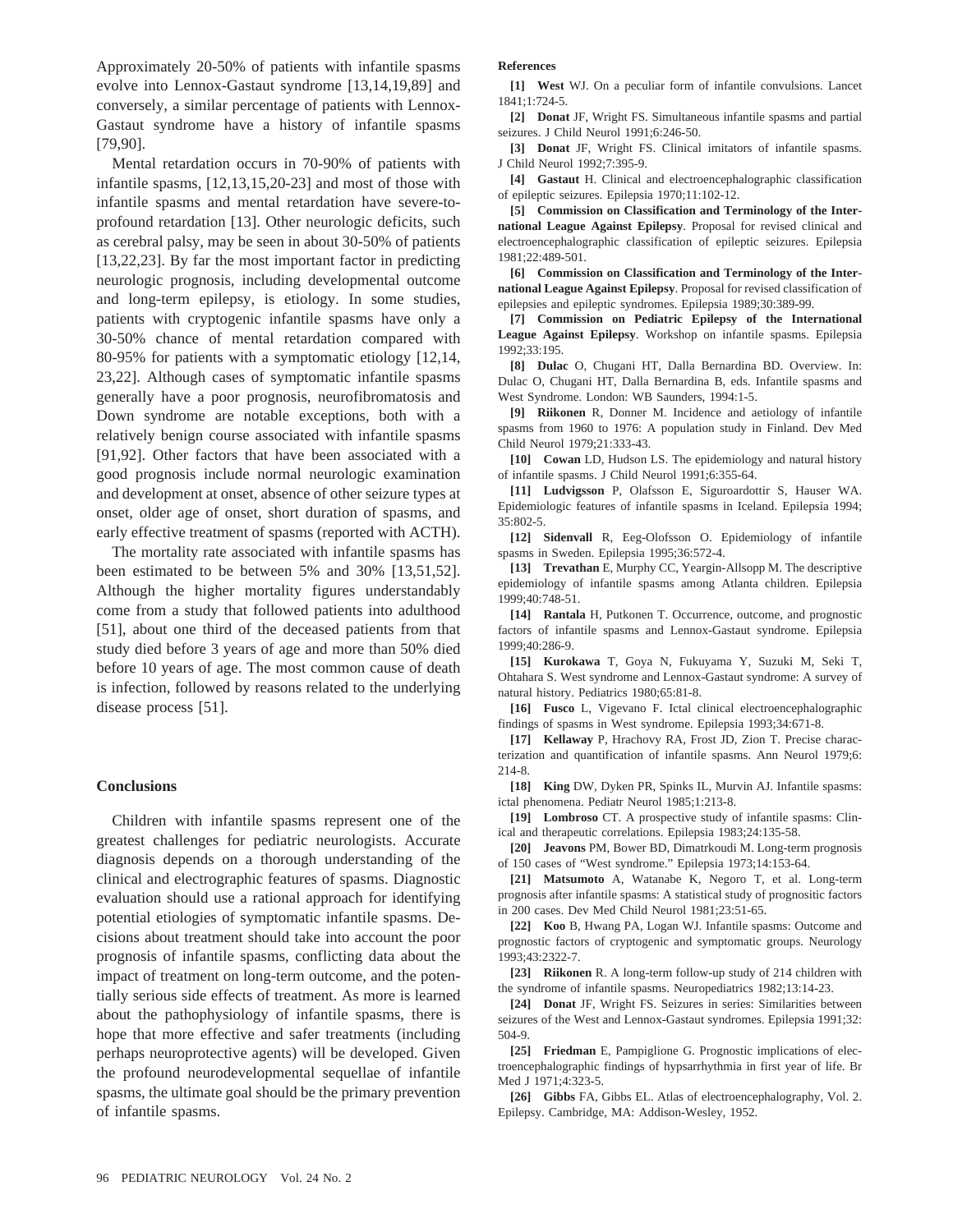Approximately 20-50% of patients with infantile spasms evolve into Lennox-Gastaut syndrome [13,14,19,89] and conversely, a similar percentage of patients with Lennox-Gastaut syndrome have a history of infantile spasms [79,90].

Mental retardation occurs in 70-90% of patients with infantile spasms, [12,13,15,20-23] and most of those with infantile spasms and mental retardation have severe-to-profound retardation [13]. Other neurologic deficits, such as cerebral palsy, may be seen in about 30-50% of patients [13,22,23]. By far the most important factor in predicting neurologic prognosis, including developmental outcome and long-term epilepsy, is etiology. In some studies, patients with cryptogenic infantile spasms have only a 30-50% chance of mental retardation compared with 80-95% for patients with a symptomatic etiology [12,14, 23,22]. Although cases of symptomatic infantile spasms generally have a poor prognosis, neurofibromatosis and Down syndrome are notable exceptions, both with a relatively benign course associated with infantile spasms [91,92]. Other factors that have been associated with a good prognosis include normal neurologic examination and development at onset, absence of other seizure types at onset, older age of onset, short duration of spasms, and early effective treatment of spasms (reported with ACTH).

The mortality rate associated with infantile spasms has been estimated to be between 5% and 30% [13,51,52]. Although the higher mortality figures understandably come from a study that followed patients into adulthood [51], about one third of the deceased patients from that study died before 3 years of age and more than 50% died before 10 years of age. The most common cause of death is infection, followed by reasons related to the underlying disease process [51].

## Conclusions

Children with infantile spasms represent one of the greatest challenges for pediatric neurologists. Accurate diagnosis depends on a thorough understanding of the clinical and electrographic features of spasms. Diagnostic evaluation should use a rational approach for identifying potential etiologies of symptomatic infantile spasms. Decisions about treatment should take into account the poor prognosis of infantile spasms, conflicting data about the impact of treatment on long-term outcome, and the potentially serious side effects of treatment. As more is learned about the pathophysiology of infantile spasms, there is hope that more effective and safer treatments (including perhaps neuroprotective agents) will be developed. Given the profound neurodevelopmental sequellae of infantile spasms, the ultimate goal should be the primary prevention of infantile spasms.

## References

**[1] West** WJ. On a peculiar form of infantile convulsions. Lancet 1841;1:724-5.

**[2] Donat** JF, Wright FS. Simultaneous infantile spasms and partial seizures. J Child Neurol 1991;6:246-50.

**[3] Donat** JF, Wright FS. Clinical imitators of infantile spasms. J Child Neurol 1992;7:395-9.

**[4] Gastaut** H. Clinical and electroencephalographic classification of epileptic seizures. Epilepsia 1970;11:102-12.

**[5] Commission on Classification and Terminology of the International League Against Epilepsy**. Proposal for revised clinical and electroencephalographic classification of epileptic seizures. Epilepsia 1981;22:489-501.

**[6] Commission on Classification and Terminology of the International League Against Epilepsy**. Proposal for revised classification of epilepsies and epileptic syndromes. Epilepsia 1989;30:389-99.

**[7] Commission on Pediatric Epilepsy of the International League Against Epilepsy**. Workshop on infantile spasms. Epilepsia 1992;33:195.

**[8] Dulac** O, Chugani HT, Dalla Bernardina BD. Overview. In: Dulac O, Chugani HT, Dalla Bernardina B, eds. Infantile spasms and West Syndrome. London: WB Saunders, 1994:1-5.

**[9] Riikonen** R, Donner M. Incidence and aetiology of infantile spasms from 1960 to 1976: A population study in Finland. Dev Med Child Neurol 1979;21:333-43.

**[10] Cowan** LD, Hudson LS. The epidemiology and natural history of infantile spasms. J Child Neurol 1991;6:355-64.

**[11] Ludvigsson** P, Olafsson E, Siguroardottir S, Hauser WA. Epidemiologic features of infantile spasms in Iceland. Epilepsia 1994; 35:802-5.

**[12] Sidenvall** R, Eeg-Olofsson O. Epidemiology of infantile spasms in Sweden. Epilepsia 1995;36:572-4.

**[13] Trevathan** E, Murphy CC, Yeargin-Allsopp M. The descriptive epidemiology of infantile spasms among Atlanta children. Epilepsia 1999;40:748-51.

**[14] Rantala** H, Putkonen T. Occurrence, outcome, and prognostic factors of infantile spasms and Lennox-Gastaut syndrome. Epilepsia 1999;40:286-9.

**[15] Kurokawa** T, Goya N, Fukuyama Y, Suzuki M, Seki T, Ohtahara S. West syndrome and Lennox-Gastaut syndrome: A survey of natural history. Pediatrics 1980;65:81-8.

**[16] Fusco** L, Vigevano F. Ictal clinical electroencephalographic findings of spasms in West syndrome. Epilepsia 1993;34:671-8.

**[17] Kellaway** P, Hrachovy RA, Frost JD, Zion T. Precise characterization and quantification of infantile spasms. Ann Neurol 1979;6: 214-8.

**[18] King** DW, Dyken PR, Spinks IL, Murvin AJ. Infantile spasms: ictal phenomena. Pediatr Neurol 1985;1:213-8.

**[19] Lombroso** CT. A prospective study of infantile spasms: Clinical and therapeutic correlations. Epilepsia 1983;24:135-58.

**[20] Jeavons** PM, Bower BD, Dimatrkoudi M. Long-term prognosis of 150 cases of "West syndrome." Epilepsia 1973;14:153-64.

**[21] Matsumoto** A, Watanabe K, Negoro T, et al. Long-term prognosis after infantile spasms: A statistical study of prognositic factors in 200 cases. Dev Med Child Neurol 1981;23:51-65.

**[22] Koo** B, Hwang PA, Logan WJ. Infantile spasms: Outcome and prognostic factors of cryptogenic and symptomatic groups. Neurology 1993;43:2322-7.

**[23] Riikonen** R. A long-term follow-up study of 214 children with the syndrome of infantile spasms. Neuropediatrics 1982;13:14-23.

**[24] Donat** JF, Wright FS. Seizures in series: Similarities between seizures of the West and Lennox-Gastaut syndromes. Epilepsia 1991;32: 504-9.

**[25] Friedman** E, Pampiglione G. Prognostic implications of electroencephalographic findings of hypsarrhythmia in first year of life. Br Med J 1971;4:323-5.

**[26] Gibbs** FA, Gibbs EL. Atlas of electroencephalography, Vol. 2. Epilepsy. Cambridge, MA: Addison-Wesley, 1952.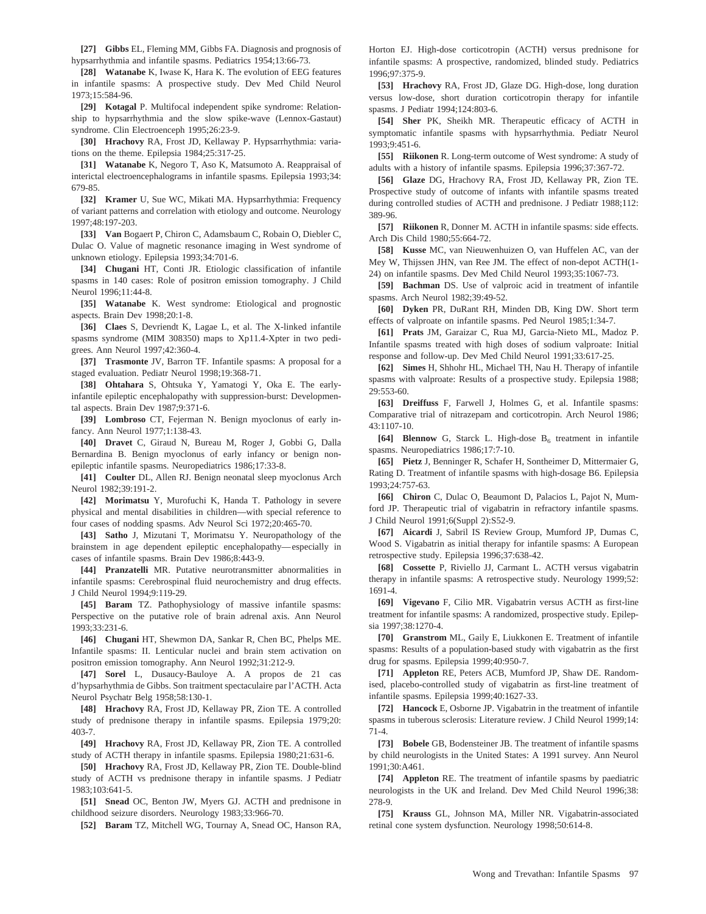**[27] Gibbs** EL, Fleming MM, Gibbs FA. Diagnosis and prognosis of hypsarrhythmia and infantile spasms. Pediatrics 1954;13:66-73.

**[28] Watanabe** K, Iwase K, Hara K. The evolution of EEG features in infantile spasms: A prospective study. Dev Med Child Neurol 1973;15:584-96.

**[29] Kotagal** P. Multifocal independent spike syndrome: Relationship to hypsarrhythmia and the slow spike-wave (Lennox-Gastaut) syndrome. Clin Electroenceph 1995;26:23-9.

**[30] Hrachovy** RA, Frost JD, Kellaway P. Hypsarrhythmia: variations on the theme. Epilepsia 1984;25:317-25.

**[31] Watanabe** K, Negoro T, Aso K, Matsumoto A. Reappraisal of interictal electroencephalograms in infantile spasms. Epilepsia 1993;34: 679-85.

**[32] Kramer** U, Sue WC, Mikati MA. Hypsarrhythmia: Frequency of variant patterns and correlation with etiology and outcome. Neurology 1997;48:197-203.

**[33] Van** Bogaert P, Chiron C, Adamsbaum C, Robain O, Diebler C, Dulac O. Value of magnetic resonance imaging in West syndrome of unknown etiology. Epilepsia 1993;34:701-6.

**[34] Chugani** HT, Conti JR. Etiologic classification of infantile spasms in 140 cases: Role of positron emission tomography. J Child Neurol 1996;11:44-8.

**[35] Watanabe** K. West syndrome: Etiological and prognostic aspects. Brain Dev 1998;20:1-8.

**[36] Claes** S, Devriendt K, Lagae L, et al. The X-linked infantile spasms syndrome (MIM 308350) maps to Xp11.4-Xpter in two pedigrees. Ann Neurol 1997;42:360-4.

**[37] Trasmonte** JV, Barron TF. Infantile spasms: A proposal for a staged evaluation. Pediatr Neurol 1998;19:368-71.

**[38] Ohtahara** S, Ohtsuka Y, Yamatogi Y, Oka E. The early-infantile epileptic encephalopathy with suppression-burst: Developmental aspects. Brain Dev 1987;9:371-6.

**[39] Lombroso** CT, Fejerman N. Benign myoclonus of early infancy. Ann Neurol 1977;1:138-43.

**[40] Dravet** C, Giraud N, Bureau M, Roger J, Gobbi G, Dalla Bernardina B. Benign myoclonus of early infancy or benign non-epileptic infantile spasms. Neuropediatrics 1986;17:33-8.

**[41] Coulter** DL, Allen RJ. Benign neonatal sleep myoclonus Arch Neurol 1982;39:191-2.

**[42] Morimatsu** Y, Murofuchi K, Handa T. Pathology in severe physical and mental disabilities in children—with special reference to four cases of nodding spasms. Adv Neurol Sci 1972;20:465-70.

**[43] Satho** J, Mizutani T, Morimatsu Y. Neuropathology of the brainstem in age dependent epileptic encephalopathy—especially in cases of infantile spasms. Brain Dev 1986;8:443-9.

**[44] Pranzatelli** MR. Putative neurotransmitter abnormalities in infantile spasms: Cerebrospinal fluid neurochemistry and drug effects. J Child Neurol 1994;9:119-29.

**[45] Baram** TZ. Pathophysiology of massive infantile spasms: Perspective on the putative role of brain adrenal axis. Ann Neurol 1993;33:231-6.

**[46] Chugani** HT, Shewmon DA, Sankar R, Chen BC, Phelps ME. Infantile spasms: II. Lenticular nuclei and brain stem activation on positron emission tomography. Ann Neurol 1992;31:212-9.

**[47] Sorel** L, Dusaucy-Bauloye A. A propos de 21 cas d'hypsarhythmia de Gibbs. Son traitment spectaculaire par l'ACTH. Acta Neurol Psychatr Belg 1958;58:130-1.

**[48] Hrachovy** RA, Frost JD, Kellaway PR, Zion TE. A controlled study of prednisone therapy in infantile spasms. Epilepsia 1979;20: 403-7.

**[49] Hrachovy** RA, Frost JD, Kellaway PR, Zion TE. A controlled study of ACTH therapy in infantile spasms. Epilepsia 1980;21:631-6.

**[50] Hrachovy** RA, Frost JD, Kellaway PR, Zion TE. Double-blind study of ACTH vs prednisone therapy in infantile spasms. J Pediatr 1983;103:641-5.

**[51] Snead** OC, Benton JW, Myers GJ. ACTH and prednisone in childhood seizure disorders. Neurology 1983;33:966-70.

**[52] Baram** TZ, Mitchell WG, Tournay A, Snead OC, Hanson RA, Horton EJ. High-dose corticotropin (ACTH) versus prednisone for infantile spasms: A prospective, randomized, blinded study. Pediatrics 1996;97:375-9.

**[53] Hrachovy** RA, Frost JD, Glaze DG. High-dose, long duration versus low-dose, short duration corticotropin therapy for infantile spasms. J Pediatr 1994;124:803-6.

**[54] Sher** PK, Sheikh MR. Therapeutic efficacy of ACTH in symptomatic infantile spasms with hypsarrhythmia. Pediatr Neurol 1993;9:451-6.

**[55] Riikonen** R. Long-term outcome of West syndrome: A study of adults with a history of infantile spasms. Epilepsia 1996;37:367-72.

**[56] Glaze** DG, Hrachovy RA, Frost JD, Kellaway PR, Zion TE. Prospective study of outcome of infants with infantile spasms treated during controlled studies of ACTH and prednisone. J Pediatr 1988;112: 389-96.

**[57] Riikonen** R, Donner M. ACTH in infantile spasms: side effects. Arch Dis Child 1980;55:664-72.

**[58] Kusse** MC, van Nieuwenhuizen O, van Huffelen AC, van der Mey W, Thijssen JHN, van Ree JM. The effect of non-depot ACTH(1-24) on infantile spasms. Dev Med Child Neurol 1993;35:1067-73.

**[59] Bachman** DS. Use of valproic acid in treatment of infantile spasms. Arch Neurol 1982;39:49-52.

**[60] Dyken** PR, DuRant RH, Minden DB, King DW. Short term effects of valproate on infantile spasms. Ped Neurol 1985;1:34-7.

**[61] Prats** JM, Garaizar C, Rua MJ, Garcia-Nieto ML, Madoz P. Infantile spasms treated with high doses of sodium valproate: Initial response and follow-up. Dev Med Child Neurol 1991;33:617-25.

**[62] Simes** H, Shhohr HL, Michael TH, Nau H. Therapy of infantile spasms with valproate: Results of a prospective study. Epilepsia 1988; 29:553-60.

**[63] Dreiffuss** F, Farwell J, Holmes G, et al. Infantile spasms: Comparative trial of nitrazepam and corticotropin. Arch Neurol 1986; 43:1107-10.

**[64] Blennow** G, Starck L. High-dose $B_6$ treatment in infantile spasms. Neuropediatrics 1986;17:7-10.

**[65] Pietz** J, Benninger R, Schafer H, Sontheimer D, Mittermaier G, Rating D. Treatment of infantile spasms with high-dosage B6. Epilepsia 1993;24:757-63.

**[66] Chiron** C, Dulac O, Beaumont D, Palacios L, Pajot N, Mumford JP. Therapeutic trial of vigabatrin in refractory infantile spasms. J Child Neurol 1991;6(Suppl 2):S52-9.

**[67] Aicardi** J, Sabril IS Review Group, Mumford JP, Dumas C, Wood S. Vigabatrin as initial therapy for infantile spasms: A European retrospective study. Epilepsia 1996;37:638-42.

**[68] Cossette** P, Riviello JJ, Carmant L. ACTH versus vigabatrin therapy in infantile spasms: A retrospective study. Neurology 1999;52: 1691-4.

**[69] Vigevano** F, Cilio MR. Vigabatrin versus ACTH as first-line treatment for infantile spasms: A randomized, prospective study. Epilepsia 1997;38:1270-4.

**[70] Granstrom** ML, Gaily E, Liukkonen E. Treatment of infantile spasms: Results of a population-based study with vigabatrin as the first drug for spasms. Epilepsia 1999;40:950-7.

**[71] Appleton** RE, Peters ACB, Mumford JP, Shaw DE. Randomised, placebo-controlled study of vigabatrin as first-line treatment of infantile spasms. Epilepsia 1999;40:1627-33.

**[72] Hancock** E, Osborne JP. Vigabatrin in the treatment of infantile spasms in tuberous sclerosis: Literature review. J Child Neurol 1999;14: 71-4.

**[73] Bobele** GB, Bodensteiner JB. The treatment of infantile spasms by child neurologists in the United States: A 1991 survey. Ann Neurol 1991;30:A461.

**[74] Appleton** RE. The treatment of infantile spasms by paediatric neurologists in the UK and Ireland. Dev Med Child Neurol 1996;38: 278-9.

**[75] Krauss** GL, Johnson MA, Miller NR. Vigabatrin-associated retinal cone system dysfunction. Neurology 1998;50:614-8.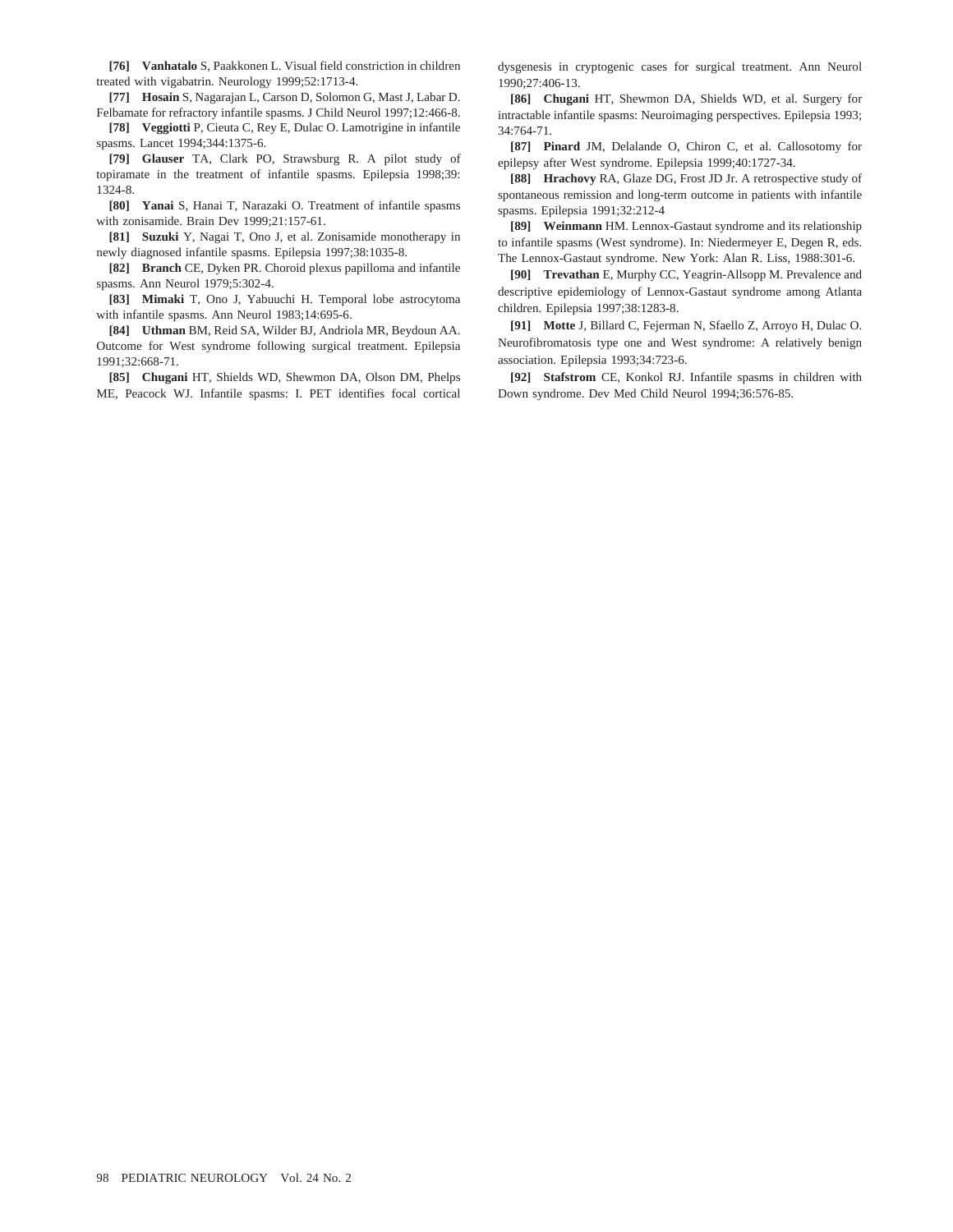**[76] Vanhatalo** S, Paakkonen L. Visual field constriction in children treated with vigabatrin. Neurology 1999;52:1713-4.

**[77] Hosain** S, Nagarajan L, Carson D, Solomon G, Mast J, Labar D. Felbamate for refractory infantile spasms. J Child Neurol 1997;12:466-8.

**[78] Veggiotti** P, Cieuta C, Rey E, Dulac O. Lamotrigine in infantile spasms. Lancet 1994;344:1375-6.

**[79] Glauser** TA, Clark PO, Strawsburg R. A pilot study of topiramate in the treatment of infantile spasms. Epilepsia 1998;39: 1324-8.

**[80] Yanai** S, Hanai T, Narazaki O. Treatment of infantile spasms with zonisamide. Brain Dev 1999;21:157-61.

**[81] Suzuki** Y, Nagai T, Ono J, et al. Zonisamide monotherapy in newly diagnosed infantile spasms. Epilepsia 1997;38:1035-8.

**[82] Branch** CE, Dyken PR. Choroid plexus papilloma and infantile spasms. Ann Neurol 1979;5:302-4.

**[83] Mimaki** T, Ono J, Yabuuchi H. Temporal lobe astrocytoma with infantile spasms. Ann Neurol 1983;14:695-6.

**[84] Uthman** BM, Reid SA, Wilder BJ, Andriola MR, Beydoun AA. Outcome for West syndrome following surgical treatment. Epilepsia 1991;32:668-71.

**[85] Chugani** HT, Shields WD, Shewmon DA, Olson DM, Phelps ME, Peacock WJ. Infantile spasms: I. PET identifies focal cortical dysgenesis in cryptogenic cases for surgical treatment. Ann Neurol 1990;27:406-13.

**[86] Chugani** HT, Shewmon DA, Shields WD, et al. Surgery for intractable infantile spasms: Neuroimaging perspectives. Epilepsia 1993; 34:764-71.

**[87] Pinard** JM, Delalande O, Chiron C, et al. Callosotomy for epilepsy after West syndrome. Epilepsia 1999;40:1727-34.

**[88] Hrachovy** RA, Glaze DG, Frost JD Jr. A retrospective study of spontaneous remission and long-term outcome in patients with infantile spasms. Epilepsia 1991;32:212-4

**[89] Weinmann** HM. Lennox-Gastaut syndrome and its relationship to infantile spasms (West syndrome). In: Niedermeyer E, Degen R, eds. The Lennox-Gastaut syndrome. New York: Alan R. Liss, 1988:301-6.

**[90] Trevathan** E, Murphy CC, Yeagrin-Allsopp M. Prevalence and descriptive epidemiology of Lennox-Gastaut syndrome among Atlanta children. Epilepsia 1997;38:1283-8.

**[91] Motte** J, Billard C, Fejerman N, Sfaello Z, Arroyo H, Dulac O. Neurofibromatosis type one and West syndrome: A relatively benign association. Epilepsia 1993;34:723-6.

**[92] Stafstrom** CE, Konkol RJ. Infantile spasms in children with Down syndrome. Dev Med Child Neurol 1994;36:576-85.